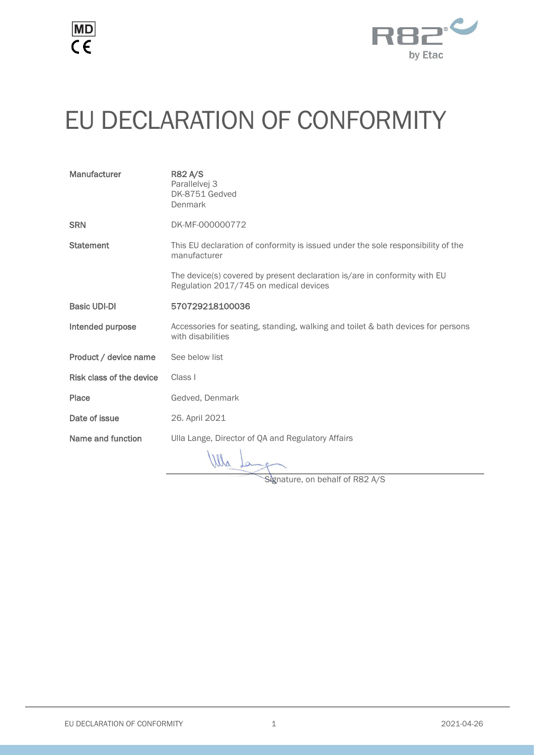MD
CE

R82® by Etac

# EU DECLARATION OF CONFORMITY

| | |
|---|---|
| **Manufacturer** | **R82 A/S**<br>Parallelvej 3<br>DK-8751 Gedved<br>Denmark |
| **SRN** | DK-MF-000000772 |
| **Statement** | This EU declaration of conformity is issued under the sole responsibility of the manufacturer<br><br>The device(s) covered by present declaration is/are in conformity with EU Regulation 2017/745 on medical devices |
| **Basic UDI-DI** | **570729218100036** |
| **Intended purpose** | Accessories for seating, standing, walking and toilet & bath devices for persons with disabilities |
| **Product / device name** | See below list |
| **Risk class of the device** | Class I |
| **Place** | Gedved, Denmark |
| **Date of issue** | 26. April 2021 |
| **Name and function** | Ulla Lange, Director of QA and Regulatory Affairs |

Signature, on behalf of R82 A/S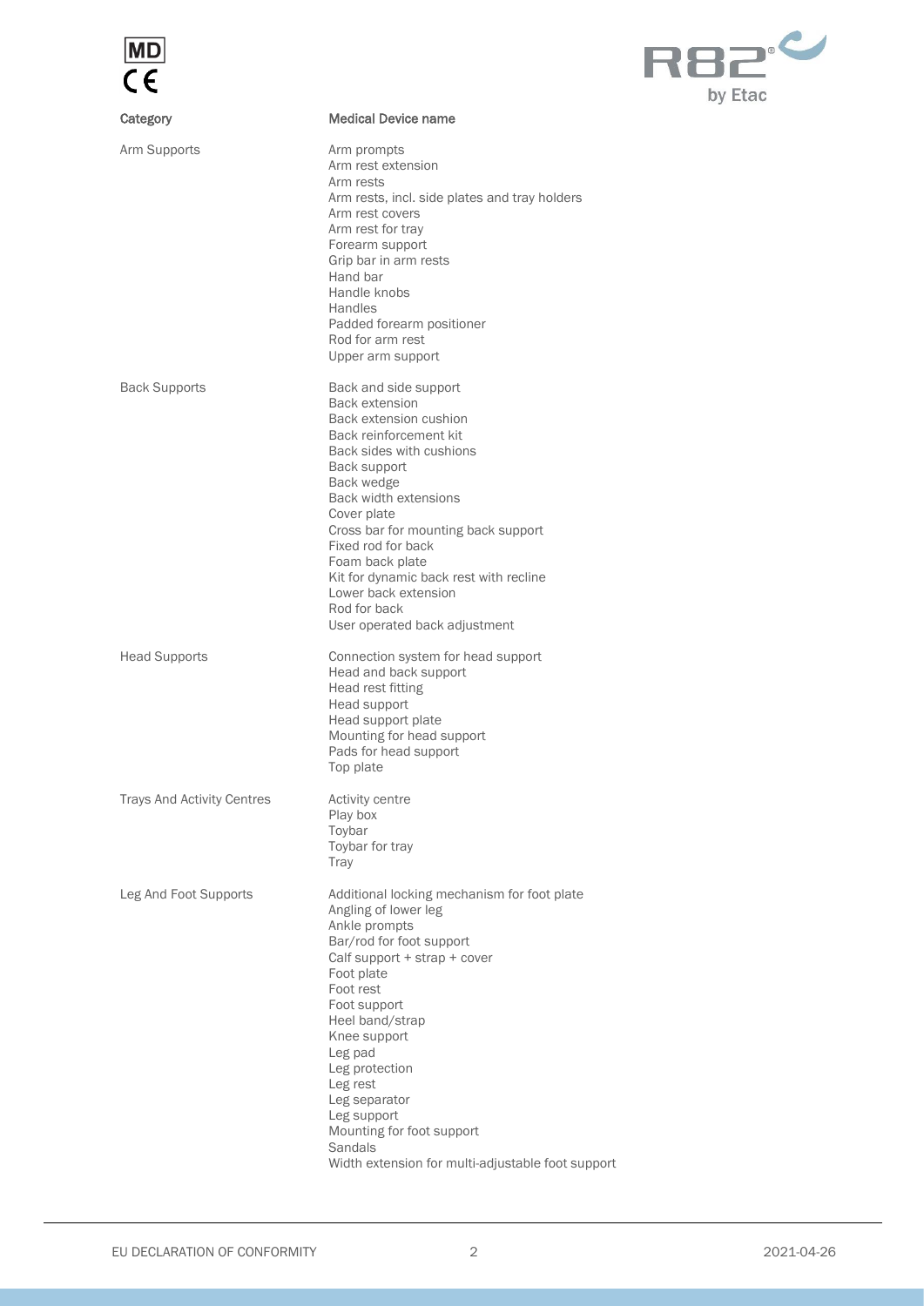| Category | Medical Device name |
| --- | --- |
| Arm Supports | Arm prompts<br>Arm rest extension<br>Arm rests<br>Arm rests, incl. side plates and tray holders<br>Arm rest covers<br>Arm rest for tray<br>Forearm support<br>Grip bar in arm rests<br>Hand bar<br>Handle knobs<br>Handles<br>Padded forearm positioner<br>Rod for arm rest<br>Upper arm support |
| Back Supports | Back and side support<br>Back extension<br>Back extension cushion<br>Back reinforcement kit<br>Back sides with cushions<br>Back support<br>Back wedge<br>Back width extensions<br>Cover plate<br>Cross bar for mounting back support<br>Fixed rod for back<br>Foam back plate<br>Kit for dynamic back rest with recline<br>Lower back extension<br>Rod for back<br>User operated back adjustment |
| Head Supports | Connection system for head support<br>Head and back support<br>Head rest fitting<br>Head support<br>Head support plate<br>Mounting for head support<br>Pads for head support<br>Top plate |
| Trays And Activity Centres | Activity centre<br>Play box<br>Toybar<br>Toybar for tray<br>Tray |
| Leg And Foot Supports | Additional locking mechanism for foot plate<br>Angling of lower leg<br>Ankle prompts<br>Bar/rod for foot support<br>Calf support + strap + cover<br>Foot plate<br>Foot rest<br>Foot support<br>Heel band/strap<br>Knee support<br>Leg pad<br>Leg protection<br>Leg rest<br>Leg separator<br>Leg support<br>Mounting for foot support<br>Sandals<br>Width extension for multi-adjustable foot support |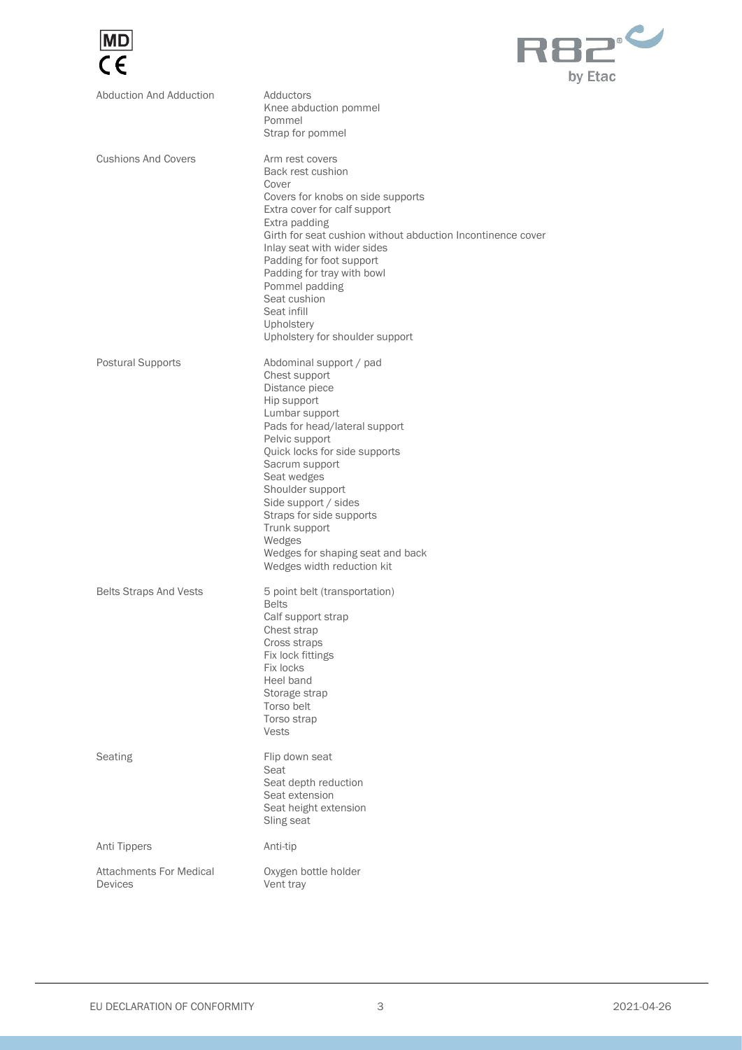| | |
|---|---|
| Abduction And Adduction | Adductors<br>Knee abduction pommel<br>Pommel<br>Strap for pommel |
| Cushions And Covers | Arm rest covers<br>Back rest cushion<br>Cover<br>Covers for knobs on side supports<br>Extra cover for calf support<br>Extra padding<br>Girth for seat cushion without abduction Incontinence cover<br>Inlay seat with wider sides<br>Padding for foot support<br>Padding for tray with bowl<br>Pommel padding<br>Seat cushion<br>Seat infill<br>Upholstery<br>Upholstery for shoulder support |
| Postural Supports | Abdominal support / pad<br>Chest support<br>Distance piece<br>Hip support<br>Lumbar support<br>Pads for head/lateral support<br>Pelvic support<br>Quick locks for side supports<br>Sacrum support<br>Seat wedges<br>Shoulder support<br>Side support / sides<br>Straps for side supports<br>Trunk support<br>Wedges<br>Wedges for shaping seat and back<br>Wedges width reduction kit |
| Belts Straps And Vests | 5 point belt (transportation)<br>Belts<br>Calf support strap<br>Chest strap<br>Cross straps<br>Fix lock fittings<br>Fix locks<br>Heel band<br>Storage strap<br>Torso belt<br>Torso strap<br>Vests |
| Seating | Flip down seat<br>Seat<br>Seat depth reduction<br>Seat extension<br>Seat height extension<br>Sling seat |
| Anti Tippers | Anti-tip |
| Attachments For Medical Devices | Oxygen bottle holder<br>Vent tray |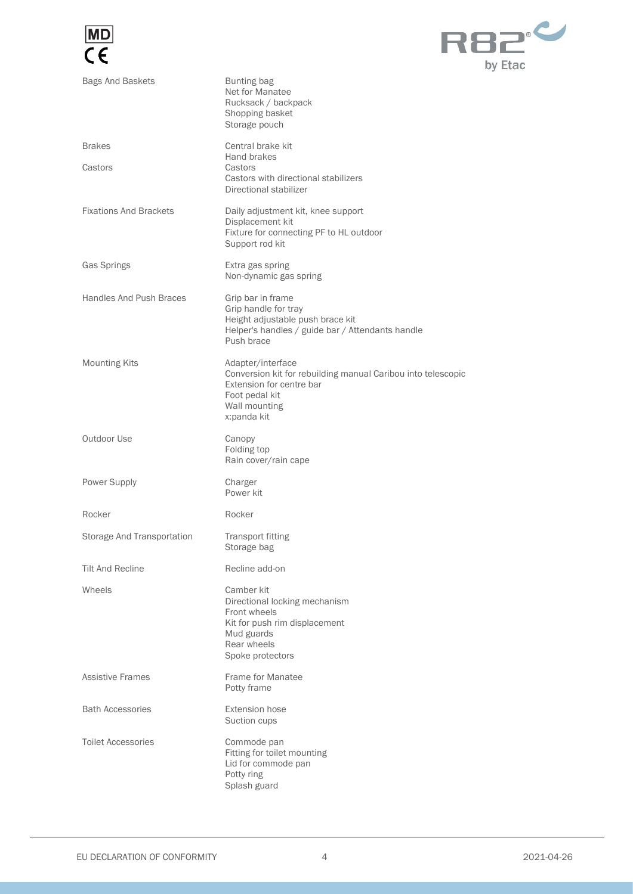| | |
|---|---|
| Bags And Baskets | Bunting bag<br>Net for Manatee<br>Rucksack / backpack<br>Shopping basket<br>Storage pouch |
| Brakes | Central brake kit<br>Hand brakes |
| Castors | Castors<br>Castors with directional stabilizers<br>Directional stabilizer |
| Fixations And Brackets | Daily adjustment kit, knee support<br>Displacement kit<br>Fixture for connecting PF to HL outdoor<br>Support rod kit |
| Gas Springs | Extra gas spring<br>Non-dynamic gas spring |
| Handles And Push Braces | Grip bar in frame<br>Grip handle for tray<br>Height adjustable push brace kit<br>Helper's handles / guide bar / Attendants handle<br>Push brace |
| Mounting Kits | Adapter/interface<br>Conversion kit for rebuilding manual Caribou into telescopic<br>Extension for centre bar<br>Foot pedal kit<br>Wall mounting<br>x:panda kit |
| Outdoor Use | Canopy<br>Folding top<br>Rain cover/rain cape |
| Power Supply | Charger<br>Power kit |
| Rocker | Rocker |
| Storage And Transportation | Transport fitting<br>Storage bag |
| Tilt And Recline | Recline add-on |
| Wheels | Camber kit<br>Directional locking mechanism<br>Front wheels<br>Kit for push rim displacement<br>Mud guards<br>Rear wheels<br>Spoke protectors |
| Assistive Frames | Frame for Manatee<br>Potty frame |
| Bath Accessories | Extension hose<br>Suction cups |
| Toilet Accessories | Commode pan<br>Fitting for toilet mounting<br>Lid for commode pan<br>Potty ring<br>Splash guard |